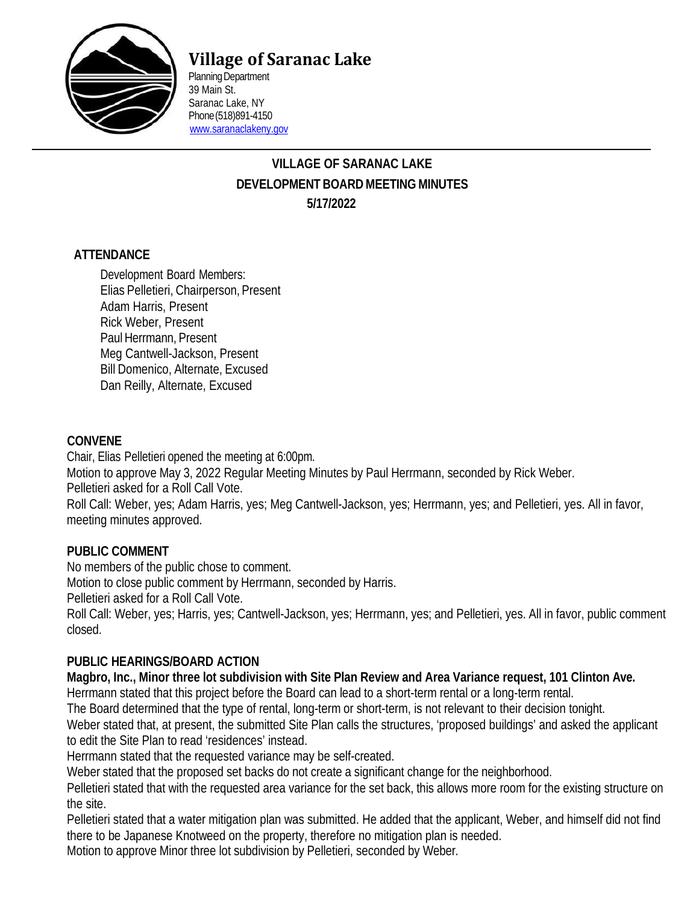# Village of Saranac Lake

Planning Department
39 Main St.
Saranac Lake, NY
Phone (518)891-4150
www.saranaclakeny.gov

---

**VILLAGE OF SARANAC LAKE**
**DEVELOPMENT BOARD MEETING MINUTES**
**5/17/2022**

## ATTENDANCE

Development Board Members:
Elias Pelletieri, Chairperson, Present
Adam Harris, Present
Rick Weber, Present
Paul Herrmann, Present
Meg Cantwell-Jackson, Present
Bill Domenico, Alternate, Excused
Dan Reilly, Alternate, Excused

## CONVENE

Chair, Elias Pelletieri opened the meeting at 6:00pm.
Motion to approve May 3, 2022 Regular Meeting Minutes by Paul Herrmann, seconded by Rick Weber.
Pelletieri asked for a Roll Call Vote.
Roll Call: Weber, yes; Adam Harris, yes; Meg Cantwell-Jackson, yes; Herrmann, yes; and Pelletieri, yes. All in favor, meeting minutes approved.

## PUBLIC COMMENT

No members of the public chose to comment.
Motion to close public comment by Herrmann, seconded by Harris.
Pelletieri asked for a Roll Call Vote.
Roll Call: Weber, yes; Harris, yes; Cantwell-Jackson, yes; Herrmann, yes; and Pelletieri, yes. All in favor, public comment closed.

## PUBLIC HEARINGS/BOARD ACTION

**Magbro, Inc., Minor three lot subdivision with Site Plan Review and Area Variance request, 101 Clinton Ave.**
Herrmann stated that this project before the Board can lead to a short-term rental or a long-term rental.
The Board determined that the type of rental, long-term or short-term, is not relevant to their decision tonight.
Weber stated that, at present, the submitted Site Plan calls the structures, 'proposed buildings' and asked the applicant to edit the Site Plan to read 'residences' instead.
Herrmann stated that the requested variance may be self-created.
Weber stated that the proposed set backs do not create a significant change for the neighborhood.
Pelletieri stated that with the requested area variance for the set back, this allows more room for the existing structure on the site.
Pelletieri stated that a water mitigation plan was submitted. He added that the applicant, Weber, and himself did not find there to be Japanese Knotweed on the property, therefore no mitigation plan is needed.
Motion to approve Minor three lot subdivision by Pelletieri, seconded by Weber.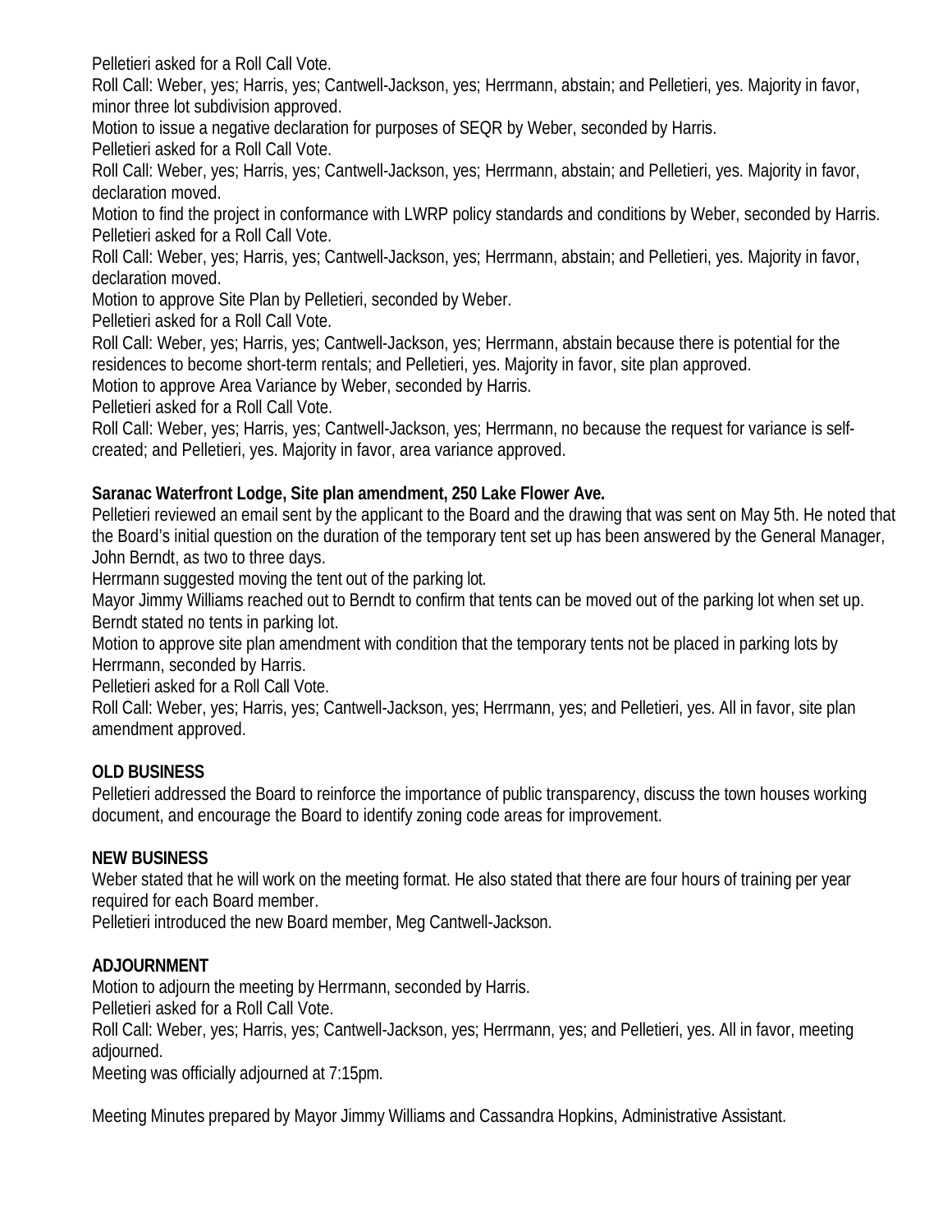Pelletieri asked for a Roll Call Vote.

Roll Call: Weber, yes; Harris, yes; Cantwell-Jackson, yes; Herrmann, abstain; and Pelletieri, yes. Majority in favor, minor three lot subdivision approved.

Motion to issue a negative declaration for purposes of SEQR by Weber, seconded by Harris.

Pelletieri asked for a Roll Call Vote.

Roll Call: Weber, yes; Harris, yes; Cantwell-Jackson, yes; Herrmann, abstain; and Pelletieri, yes. Majority in favor, declaration moved.

Motion to find the project in conformance with LWRP policy standards and conditions by Weber, seconded by Harris.

Pelletieri asked for a Roll Call Vote.

Roll Call: Weber, yes; Harris, yes; Cantwell-Jackson, yes; Herrmann, abstain; and Pelletieri, yes. Majority in favor, declaration moved.

Motion to approve Site Plan by Pelletieri, seconded by Weber.

Pelletieri asked for a Roll Call Vote.

Roll Call: Weber, yes; Harris, yes; Cantwell-Jackson, yes; Herrmann, abstain because there is potential for the residences to become short-term rentals; and Pelletieri, yes. Majority in favor, site plan approved.

Motion to approve Area Variance by Weber, seconded by Harris.

Pelletieri asked for a Roll Call Vote.

Roll Call: Weber, yes; Harris, yes; Cantwell-Jackson, yes; Herrmann, no because the request for variance is self-created; and Pelletieri, yes. Majority in favor, area variance approved.

**Saranac Waterfront Lodge, Site plan amendment, 250 Lake Flower Ave.**

Pelletieri reviewed an email sent by the applicant to the Board and the drawing that was sent on May 5th. He noted that the Board's initial question on the duration of the temporary tent set up has been answered by the General Manager, John Berndt, as two to three days.

Herrmann suggested moving the tent out of the parking lot.

Mayor Jimmy Williams reached out to Berndt to confirm that tents can be moved out of the parking lot when set up. Berndt stated no tents in parking lot.

Motion to approve site plan amendment with condition that the temporary tents not be placed in parking lots by Herrmann, seconded by Harris.

Pelletieri asked for a Roll Call Vote.

Roll Call: Weber, yes; Harris, yes; Cantwell-Jackson, yes; Herrmann, yes; and Pelletieri, yes. All in favor, site plan amendment approved.

**OLD BUSINESS**

Pelletieri addressed the Board to reinforce the importance of public transparency, discuss the town houses working document, and encourage the Board to identify zoning code areas for improvement.

**NEW BUSINESS**

Weber stated that he will work on the meeting format. He also stated that there are four hours of training per year required for each Board member.

Pelletieri introduced the new Board member, Meg Cantwell-Jackson.

**ADJOURNMENT**

Motion to adjourn the meeting by Herrmann, seconded by Harris.

Pelletieri asked for a Roll Call Vote.

Roll Call: Weber, yes; Harris, yes; Cantwell-Jackson, yes; Herrmann, yes; and Pelletieri, yes. All in favor, meeting adjourned.

Meeting was officially adjourned at 7:15pm.

Meeting Minutes prepared by Mayor Jimmy Williams and Cassandra Hopkins, Administrative Assistant.